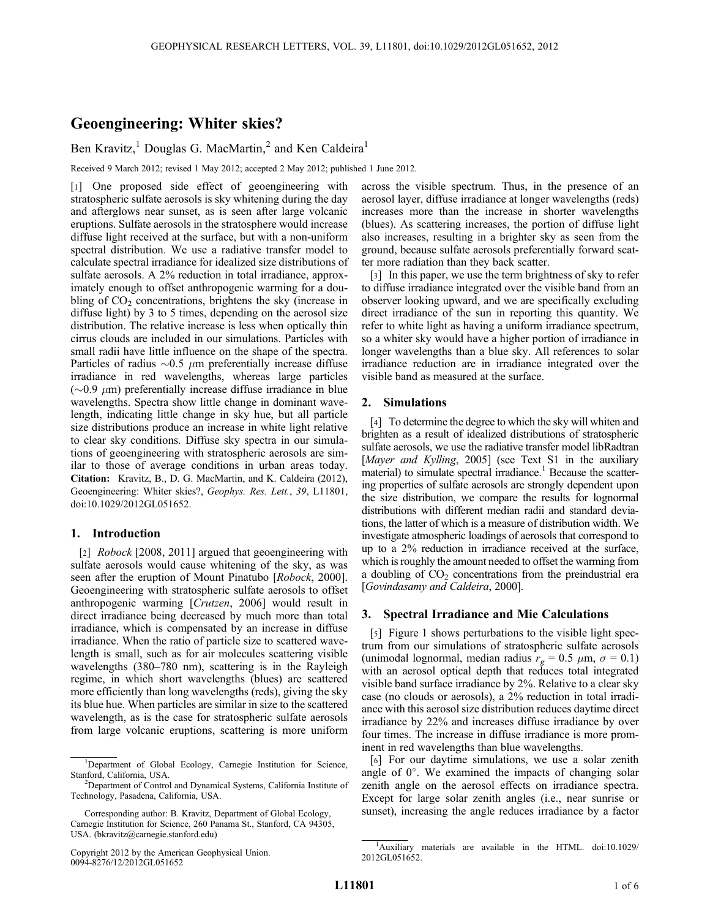# Geoengineering: Whiter skies?

Ben Kravitz,[1] Douglas G. MacMartin,[2] and Ken Caldeira[1]

Received 9 March 2012; revised 1 May 2012; accepted 2 May 2012; published 1 June 2012.

[1] One proposed side effect of geoengineering with stratospheric sulfate aerosols is sky whitening during the day and afterglows near sunset, as is seen after large volcanic eruptions. Sulfate aerosols in the stratosphere would increase diffuse light received at the surface, but with a non-uniform spectral distribution. We use a radiative transfer model to calculate spectral irradiance for idealized size distributions of sulfate aerosols. A 2% reduction in total irradiance, approximately enough to offset anthropogenic warming for a doubling of $CO_2$ concentrations, brightens the sky (increase in diffuse light) by 3 to 5 times, depending on the aerosol size distribution. The relative increase is less when optically thin cirrus clouds are included in our simulations. Particles with small radii have little influence on the shape of the spectra. Particles of radius $\sim$0.5 $\mu$m preferentially increase diffuse irradiance in red wavelengths, whereas large particles ($\sim$0.9 $\mu$m) preferentially increase diffuse irradiance in blue wavelengths. Spectra show little change in dominant wavelength, indicating little change in sky hue, but all particle size distributions produce an increase in white light relative to clear sky conditions. Diffuse sky spectra in our simulations of geoengineering with stratospheric aerosols are similar to those of average conditions in urban areas today. **Citation:** Kravitz, B., D. G. MacMartin, and K. Caldeira (2012), Geoengineering: Whiter skies?, *Geophys. Res. Lett.*, *39*, L11801, doi:10.1029/2012GL051652.

## 1. Introduction

[2] *Robock* [2008, 2011] argued that geoengineering with sulfate aerosols would cause whitening of the sky, as was seen after the eruption of Mount Pinatubo [*Robock*, 2000]. Geoengineering with stratospheric sulfate aerosols to offset anthropogenic warming [*Crutzen*, 2006] would result in direct irradiance being decreased by much more than total irradiance, which is compensated by an increase in diffuse irradiance. When the ratio of particle size to scattered wavelength is small, such as for air molecules scattering visible wavelengths (380–780 nm), scattering is in the Rayleigh regime, in which short wavelengths (blues) are scattered more efficiently than long wavelengths (reds), giving the sky its blue hue. When particles are similar in size to the scattered wavelength, as is the case for stratospheric sulfate aerosols from large volcanic eruptions, scattering is more uniform across the visible spectrum. Thus, in the presence of an aerosol layer, diffuse irradiance at longer wavelengths (reds) increases more than the increase in shorter wavelengths (blues). As scattering increases, the portion of diffuse light also increases, resulting in a brighter sky as seen from the ground, because sulfate aerosols preferentially forward scatter more radiation than they back scatter.

[3] In this paper, we use the term brightness of sky to refer to diffuse irradiance integrated over the visible band from an observer looking upward, and we are specifically excluding direct irradiance of the sun in reporting this quantity. We refer to white light as having a uniform irradiance spectrum, so a whiter sky would have a higher portion of irradiance in longer wavelengths than a blue sky. All references to solar irradiance reduction are in irradiance integrated over the visible band as measured at the surface.

## 2. Simulations

[4] To determine the degree to which the sky will whiten and brighten as a result of idealized distributions of stratospheric sulfate aerosols, we use the radiative transfer model libRadtran [*Mayer and Kylling*, 2005] (see Text S1 in the auxiliary material) to simulate spectral irradiance.[1] Because the scattering properties of sulfate aerosols are strongly dependent upon the size distribution, we compare the results for lognormal distributions with different median radii and standard deviations, the latter of which is a measure of distribution width. We investigate atmospheric loadings of aerosols that correspond to up to a 2% reduction in irradiance received at the surface, which is roughly the amount needed to offset the warming from a doubling of $CO_2$ concentrations from the preindustrial era [*Govindasamy and Caldeira*, 2000].

## 3. Spectral Irradiance and Mie Calculations

[5] Figure 1 shows perturbations to the visible light spectrum from our simulations of stratospheric sulfate aerosols (unimodal lognormal, median radius $r_g$ = 0.5 $\mu$m, $\sigma$ = 0.1) with an aerosol optical depth that reduces total integrated visible band surface irradiance by 2%. Relative to a clear sky case (no clouds or aerosols), a 2% reduction in total irradiance with this aerosol size distribution reduces daytime direct irradiance by 22% and increases diffuse irradiance by over four times. The increase in diffuse irradiance is more prominent in red wavelengths than blue wavelengths.

[6] For our daytime simulations, we use a solar zenith angle of 0°. We examined the impacts of changing solar zenith angle on the aerosol effects on irradiance spectra. Except for large solar zenith angles (i.e., near sunrise or sunset), increasing the angle reduces irradiance by a factor

---

[1] Department of Global Ecology, Carnegie Institution for Science, Stanford, California, USA.

[2] Department of Control and Dynamical Systems, California Institute of Technology, Pasadena, California, USA.

Corresponding author: B. Kravitz, Department of Global Ecology, Carnegie Institution for Science, 260 Panama St., Stanford, CA 94305, USA. (bkravitz@carnegie.stanford.edu)

Copyright 2012 by the American Geophysical Union.
0094-8276/12/2012GL051652

[1] Auxiliary materials are available in the HTML. doi:10.1029/2012GL051652.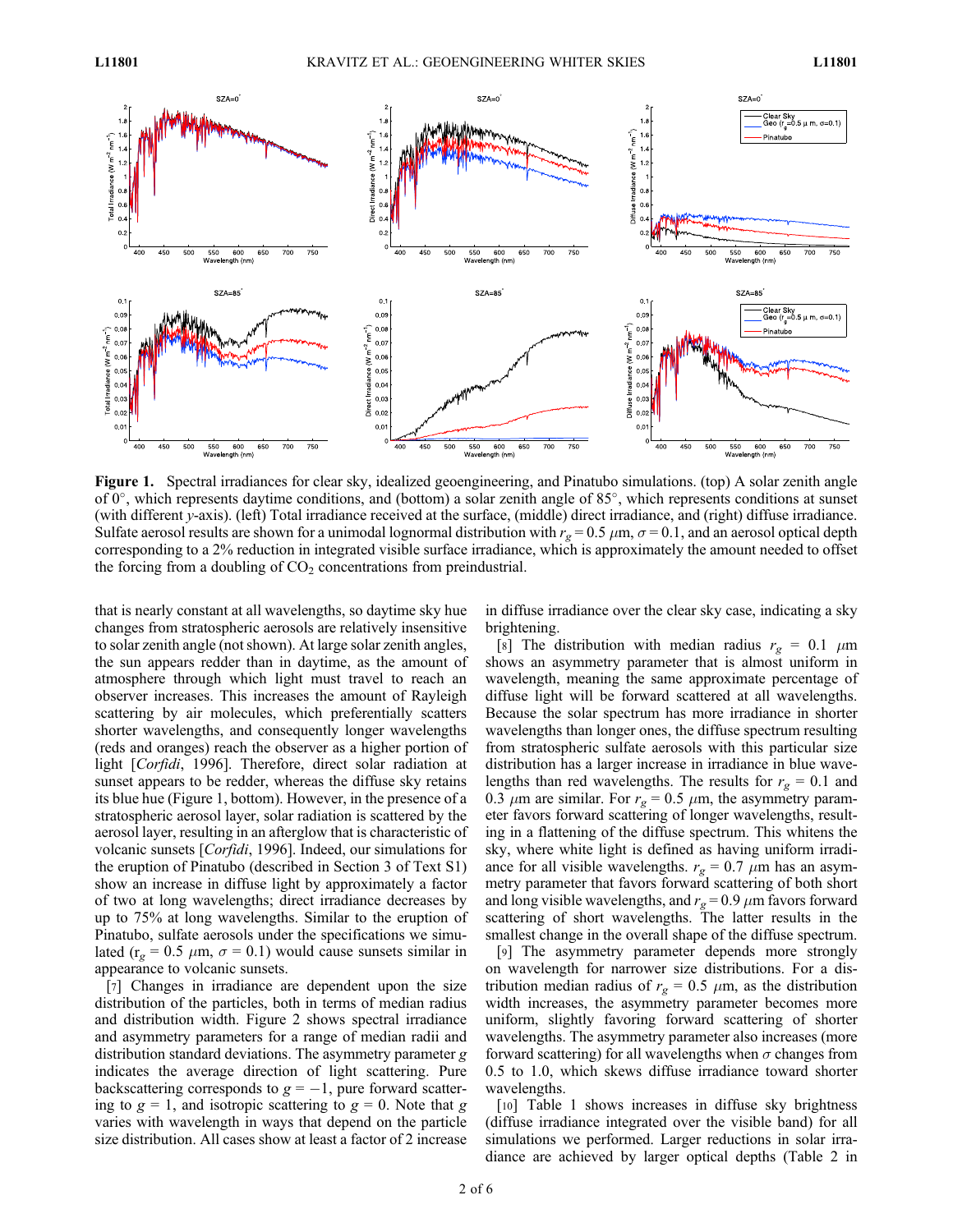**Figure 1.** Spectral irradiances for clear sky, idealized geoengineering, and Pinatubo simulations. (top) A solar zenith angle of 0°, which represents daytime conditions, and (bottom) a solar zenith angle of 85°, which represents conditions at sunset (with different $y$-axis). (left) Total irradiance received at the surface, (middle) direct irradiance, and (right) diffuse irradiance. Sulfate aerosol results are shown for a unimodal lognormal distribution with $r_g = 0.5$ $\mu$m, $\sigma = 0.1$, and an aerosol optical depth corresponding to a 2% reduction in integrated visible surface irradiance, which is approximately the amount needed to offset the forcing from a doubling of $CO_2$ concentrations from preindustrial.

that is nearly constant at all wavelengths, so daytime sky hue changes from stratospheric aerosols are relatively insensitive to solar zenith angle (not shown). At large solar zenith angles, the sun appears redder than in daytime, as the amount of atmosphere through which light must travel to reach an observer increases. This increases the amount of Rayleigh scattering by air molecules, which preferentially scatters shorter wavelengths, and consequently longer wavelengths (reds and oranges) reach the observer as a higher portion of light [*Corfidi*, 1996]. Therefore, direct solar radiation at sunset appears to be redder, whereas the diffuse sky retains its blue hue (Figure 1, bottom). However, in the presence of a stratospheric aerosol layer, solar radiation is scattered by the aerosol layer, resulting in an afterglow that is characteristic of volcanic sunsets [*Corfidi*, 1996]. Indeed, our simulations for the eruption of Pinatubo (described in Section 3 of Text S1) show an increase in diffuse light by approximately a factor of two at long wavelengths; direct irradiance decreases by up to 75% at long wavelengths. Similar to the eruption of Pinatubo, sulfate aerosols under the specifications we simulated ($r_g = 0.5$ $\mu$m, $\sigma = 0.1$) would cause sunsets similar in appearance to volcanic sunsets.

[7] Changes in irradiance are dependent upon the size distribution of the particles, both in terms of median radius and distribution width. Figure 2 shows spectral irradiance and asymmetry parameters for a range of median radii and distribution standard deviations. The asymmetry parameter $g$ indicates the average direction of light scattering. Pure backscattering corresponds to $g = -1$, pure forward scattering to $g = 1$, and isotropic scattering to $g = 0$. Note that $g$ varies with wavelength in ways that depend on the particle size distribution. All cases show at least a factor of 2 increase in diffuse irradiance over the clear sky case, indicating a sky brightening.

[8] The distribution with median radius $r_g = 0.1$ $\mu$m shows an asymmetry parameter that is almost uniform in wavelength, meaning the same approximate percentage of diffuse light will be forward scattered at all wavelengths. Because the solar spectrum has more irradiance in shorter wavelengths than longer ones, the diffuse spectrum resulting from stratospheric sulfate aerosols with this particular size distribution has a larger increase in irradiance in blue wavelengths than red wavelengths. The results for $r_g = 0.1$ and 0.3 $\mu$m are similar. For $r_g = 0.5$ $\mu$m, the asymmetry parameter favors forward scattering of longer wavelengths, resulting in a flattening of the diffuse spectrum. This whitens the sky, where white light is defined as having uniform irradiance for all visible wavelengths. $r_g = 0.7$ $\mu$m has an asymmetry parameter that favors forward scattering of both short and long visible wavelengths, and $r_g = 0.9$ $\mu$m favors forward scattering of short wavelengths. The latter results in the smallest change in the overall shape of the diffuse spectrum.

[9] The asymmetry parameter depends more strongly on wavelength for narrower size distributions. For a distribution median radius of $r_g = 0.5$ $\mu$m, as the distribution width increases, the asymmetry parameter becomes more uniform, slightly favoring forward scattering of shorter wavelengths. The asymmetry parameter also increases (more forward scattering) for all wavelengths when $\sigma$ changes from 0.5 to 1.0, which skews diffuse irradiance toward shorter wavelengths.

[10] Table 1 shows increases in diffuse sky brightness (diffuse irradiance integrated over the visible band) for all simulations we performed. Larger reductions in solar irradiance are achieved by larger optical depths (Table 2 in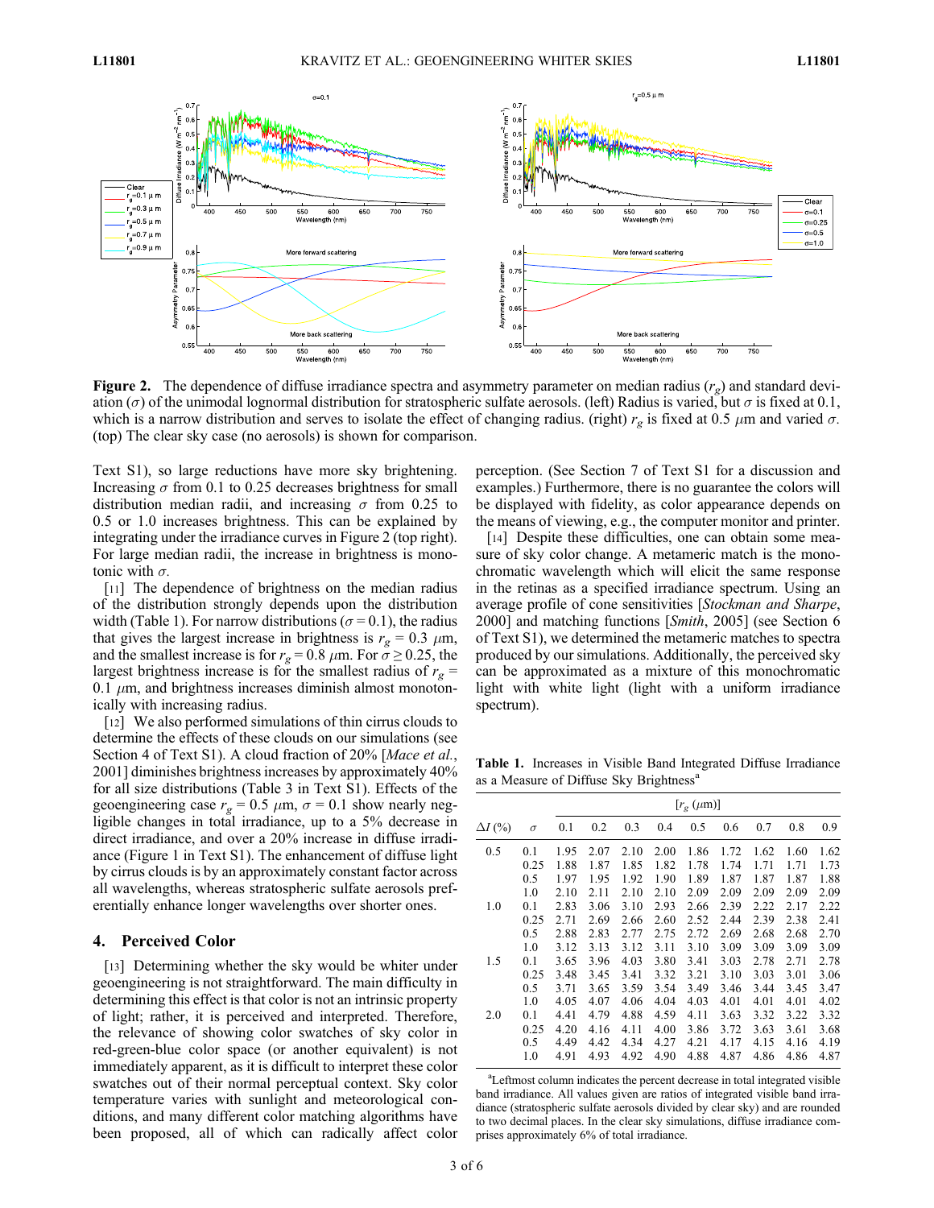**Figure 2.** The dependence of diffuse irradiance spectra and asymmetry parameter on median radius ($r_g$) and standard deviation ($\sigma$) of the unimodal lognormal distribution for stratospheric sulfate aerosols. (left) Radius is varied, but $\sigma$ is fixed at 0.1, which is a narrow distribution and serves to isolate the effect of changing radius. (right) $r_g$ is fixed at 0.5 $\mu$m and varied $\sigma$. (top) The clear sky case (no aerosols) is shown for comparison.

Text S1), so large reductions have more sky brightening. Increasing $\sigma$ from 0.1 to 0.25 decreases brightness for small distribution median radii, and increasing $\sigma$ from 0.25 to 0.5 or 1.0 increases brightness. This can be explained by integrating under the irradiance curves in Figure 2 (top right). For large median radii, the increase in brightness is monotonic with $\sigma$.

[11] The dependence of brightness on the median radius of the distribution strongly depends upon the distribution width (Table 1). For narrow distributions ($\sigma = 0.1$), the radius that gives the largest increase in brightness is $r_g = 0.3$ $\mu$m, and the smallest increase is for $r_g = 0.8$ $\mu$m. For $\sigma \geq 0.25$, the largest brightness increase is for the smallest radius of $r_g = 0.1$ $\mu$m, and brightness increases diminish almost monotonically with increasing radius.

[12] We also performed simulations of thin cirrus clouds to determine the effects of these clouds on our simulations (see Section 4 of Text S1). A cloud fraction of 20% [*Mace et al.*, 2001] diminishes brightness increases by approximately 40% for all size distributions (Table 3 in Text S1). Effects of the geoengineering case $r_g = 0.5$ $\mu$m, $\sigma = 0.1$ show nearly negligible changes in total irradiance, up to a 5% decrease in direct irradiance, and over a 20% increase in diffuse irradiance (Figure 1 in Text S1). The enhancement of diffuse light by cirrus clouds is by an approximately constant factor across all wavelengths, whereas stratospheric sulfate aerosols preferentially enhance longer wavelengths over shorter ones.

## 4. Perceived Color

[13] Determining whether the sky would be whiter under geoengineering is not straightforward. The main difficulty in determining this effect is that color is not an intrinsic property of light; rather, it is perceived and interpreted. Therefore, the relevance of showing color swatches of sky color in red-green-blue color space (or another equivalent) is not immediately apparent, as it is difficult to interpret these color swatches out of their normal perceptual context. Sky color temperature varies with sunlight and meteorological conditions, and many different color matching algorithms have been proposed, all of which can radically affect color perception. (See Section 7 of Text S1 for a discussion and examples.) Furthermore, there is no guarantee the colors will be displayed with fidelity, as color appearance depends on the means of viewing, e.g., the computer monitor and printer.

[14] Despite these difficulties, one can obtain some measure of sky color change. A metameric match is the monochromatic wavelength which will elicit the same response in the retinas as a specified irradiance spectrum. Using an average profile of cone sensitivities [*Stockman and Sharpe*, 2000] and matching functions [*Smith*, 2005] (see Section 6 of Text S1), we determined the metameric matches to spectra produced by our simulations. Additionally, the perceived sky can be approximated as a mixture of this monochromatic light with white light (light with a uniform irradiance spectrum).

**Table 1.** Increases in Visible Band Integrated Diffuse Irradiance as a Measure of Diffuse Sky Brightness[a]

| | | [$r_g$ ($\mu$m)] | | | | | | | | |
|---|---|---|---|---|---|---|---|---|---|---|
| $\Delta I$ (%) | $\sigma$ | 0.1 | 0.2 | 0.3 | 0.4 | 0.5 | 0.6 | 0.7 | 0.8 | 0.9 |
| 0.5 | 0.1 | 1.95 | 2.07 | 2.10 | 2.00 | 1.86 | 1.72 | 1.62 | 1.60 | 1.62 |
| | 0.25 | 1.88 | 1.87 | 1.85 | 1.82 | 1.78 | 1.74 | 1.71 | 1.71 | 1.73 |
| | 0.5 | 1.97 | 1.95 | 1.92 | 1.90 | 1.89 | 1.87 | 1.87 | 1.87 | 1.88 |
| | 1.0 | 2.10 | 2.11 | 2.10 | 2.10 | 2.09 | 2.09 | 2.09 | 2.09 | 2.09 |
| 1.0 | 0.1 | 2.83 | 3.06 | 3.10 | 2.93 | 2.66 | 2.39 | 2.22 | 2.17 | 2.22 |
| | 0.25 | 2.71 | 2.69 | 2.66 | 2.60 | 2.52 | 2.44 | 2.39 | 2.38 | 2.41 |
| | 0.5 | 2.88 | 2.83 | 2.77 | 2.75 | 2.72 | 2.69 | 2.68 | 2.68 | 2.70 |
| | 1.0 | 3.12 | 3.13 | 3.12 | 3.11 | 3.10 | 3.09 | 3.09 | 3.09 | 3.09 |
| 1.5 | 0.1 | 3.65 | 3.96 | 4.03 | 3.80 | 3.41 | 3.03 | 2.78 | 2.71 | 2.78 |
| | 0.25 | 3.48 | 3.45 | 3.41 | 3.32 | 3.21 | 3.10 | 3.03 | 3.01 | 3.06 |
| | 0.5 | 3.71 | 3.65 | 3.59 | 3.54 | 3.49 | 3.46 | 3.44 | 3.45 | 3.47 |
| | 1.0 | 4.05 | 4.07 | 4.06 | 4.04 | 4.03 | 4.01 | 4.01 | 4.01 | 4.02 |
| 2.0 | 0.1 | 4.41 | 4.79 | 4.88 | 4.59 | 4.11 | 3.63 | 3.32 | 3.22 | 3.32 |
| | 0.25 | 4.20 | 4.16 | 4.11 | 4.00 | 3.86 | 3.72 | 3.63 | 3.61 | 3.68 |
| | 0.5 | 4.49 | 4.42 | 4.34 | 4.27 | 4.21 | 4.17 | 4.15 | 4.16 | 4.19 |
| | 1.0 | 4.91 | 4.93 | 4.92 | 4.90 | 4.88 | 4.87 | 4.86 | 4.86 | 4.87 |

[a]Leftmost column indicates the percent decrease in total integrated visible band irradiance. All values given are ratios of integrated visible band irradiance (stratospheric sulfate aerosols divided by clear sky) and are rounded to two decimal places. In the clear sky simulations, diffuse irradiance comprises approximately 6% of total irradiance.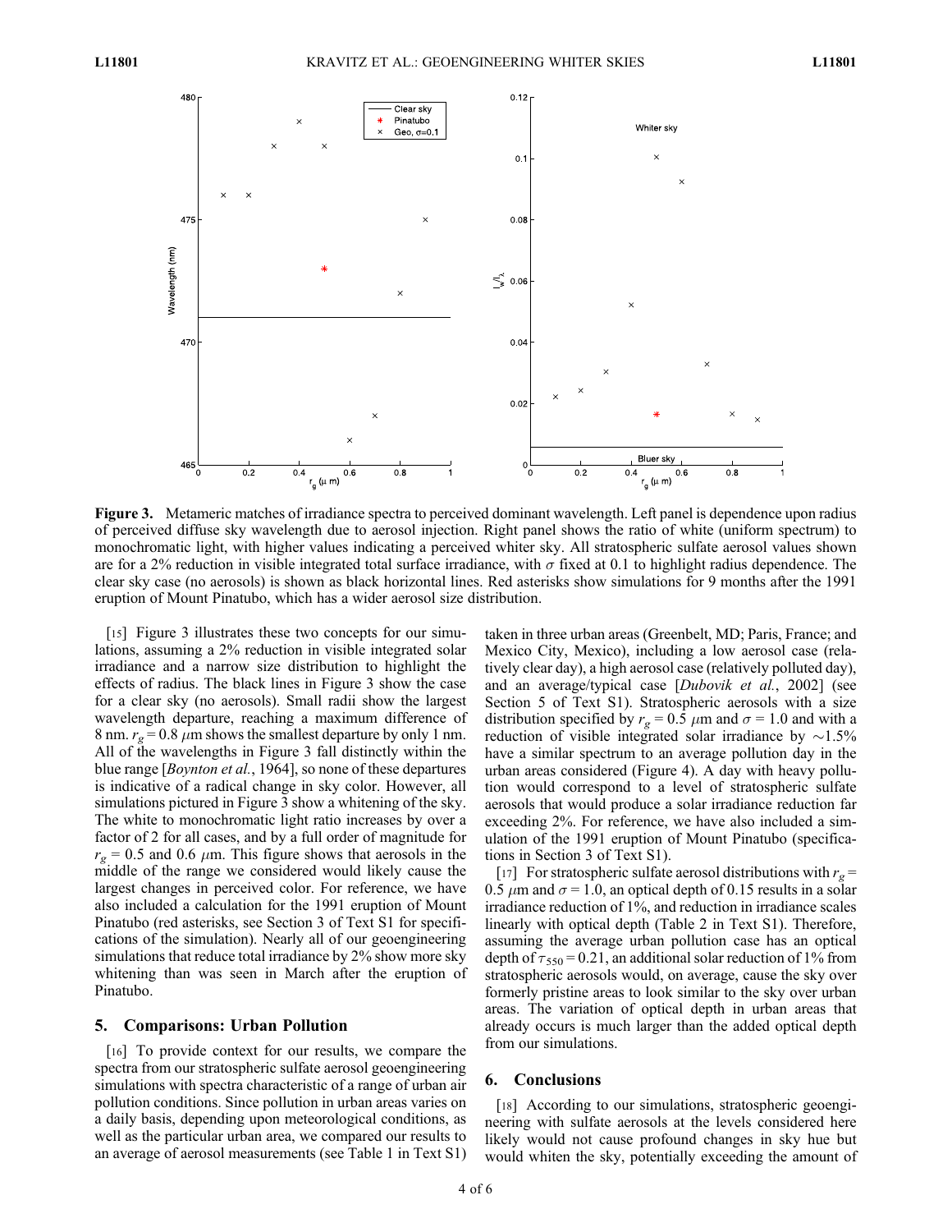**Figure 3.** Metameric matches of irradiance spectra to perceived dominant wavelength. Left panel is dependence upon radius of perceived diffuse sky wavelength due to aerosol injection. Right panel shows the ratio of white (uniform spectrum) to monochromatic light, with higher values indicating a perceived whiter sky. All stratospheric sulfate aerosol values shown are for a 2% reduction in visible integrated total surface irradiance, with $\sigma$ fixed at 0.1 to highlight radius dependence. The clear sky case (no aerosols) is shown as black horizontal lines. Red asterisks show simulations for 9 months after the 1991 eruption of Mount Pinatubo, which has a wider aerosol size distribution.

[15] Figure 3 illustrates these two concepts for our simulations, assuming a 2% reduction in visible integrated solar irradiance and a narrow size distribution to highlight the effects of radius. The black lines in Figure 3 show the case for a clear sky (no aerosols). Small radii show the largest wavelength departure, reaching a maximum difference of 8 nm. $r_g = 0.8$ $\mu$m shows the smallest departure by only 1 nm. All of the wavelengths in Figure 3 fall distinctly within the blue range [*Boynton et al.*, 1964], so none of these departures is indicative of a radical change in sky color. However, all simulations pictured in Figure 3 show a whitening of the sky. The white to monochromatic light ratio increases by over a factor of 2 for all cases, and by a full order of magnitude for $r_g = 0.5$ and 0.6 $\mu$m. This figure shows that aerosols in the middle of the range we considered would likely cause the largest changes in perceived color. For reference, we have also included a calculation for the 1991 eruption of Mount Pinatubo (red asterisks, see Section 3 of Text S1 for specifications of the simulation). Nearly all of our geoengineering simulations that reduce total irradiance by 2% show more sky whitening than was seen in March after the eruption of Pinatubo.

## 5. Comparisons: Urban Pollution

[16] To provide context for our results, we compare the spectra from our stratospheric sulfate aerosol geoengineering simulations with spectra characteristic of a range of urban air pollution conditions. Since pollution in urban areas varies on a daily basis, depending upon meteorological conditions, as well as the particular urban area, we compared our results to an average of aerosol measurements (see Table 1 in Text S1) taken in three urban areas (Greenbelt, MD; Paris, France; and Mexico City, Mexico), including a low aerosol case (relatively clear day), a high aerosol case (relatively polluted day), and an average/typical case [*Dubovik et al.*, 2002] (see Section 5 of Text S1). Stratospheric aerosols with a size distribution specified by $r_g = 0.5$ $\mu$m and $\sigma = 1.0$ and with a reduction of visible integrated solar irradiance by $\sim$1.5% have a similar spectrum to an average pollution day in the urban areas considered (Figure 4). A day with heavy pollution would correspond to a level of stratospheric sulfate aerosols that would produce a solar irradiance reduction far exceeding 2%. For reference, we have also included a simulation of the 1991 eruption of Mount Pinatubo (specifications in Section 3 of Text S1).

[17] For stratospheric sulfate aerosol distributions with $r_g = 0.5$ $\mu$m and $\sigma = 1.0$, an optical depth of 0.15 results in a solar irradiance reduction of 1%, and reduction in irradiance scales linearly with optical depth (Table 2 in Text S1). Therefore, assuming the average urban pollution case has an optical depth of $\tau_{550} = 0.21$, an additional solar reduction of 1% from stratospheric aerosols would, on average, cause the sky over formerly pristine areas to look similar to the sky over urban areas. The variation of optical depth in urban areas that already occurs is much larger than the added optical depth from our simulations.

## 6. Conclusions

[18] According to our simulations, stratospheric geoengineering with sulfate aerosols at the levels considered here likely would not cause profound changes in sky hue but would whiten the sky, potentially exceeding the amount of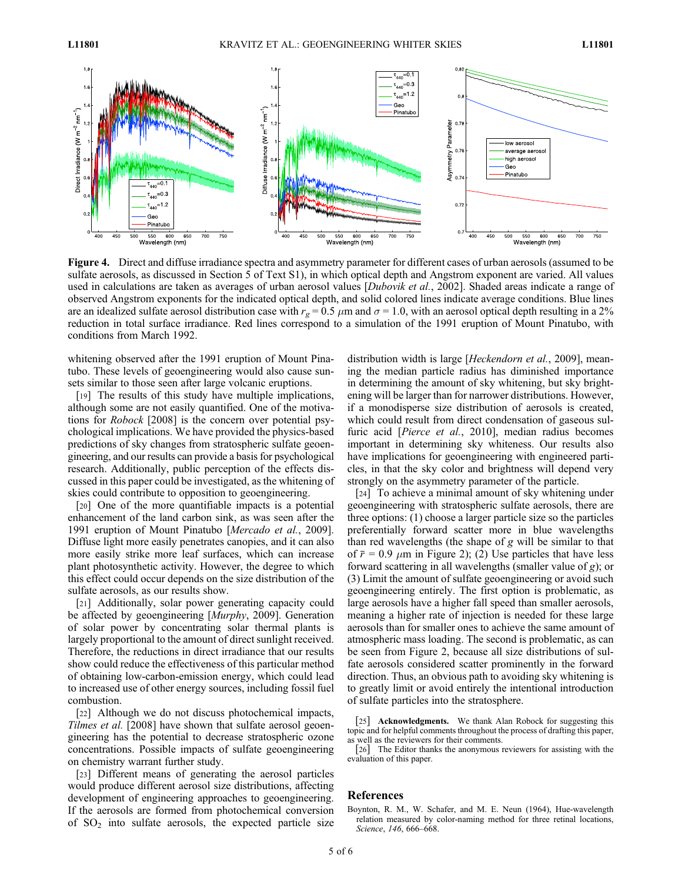**Figure 4.** Direct and diffuse irradiance spectra and asymmetry parameter for different cases of urban aerosols (assumed to be sulfate aerosols, as discussed in Section 5 of Text S1), in which optical depth and Angstrom exponent are varied. All values used in calculations are taken as averages of urban aerosol values [*Dubovik et al.*, 2002]. Shaded areas indicate a range of observed Angstrom exponents for the indicated optical depth, and solid colored lines indicate average conditions. Blue lines are an idealized sulfate aerosol distribution case with $r_g = 0.5$ $\mu$m and $\sigma = 1.0$, with an aerosol optical depth resulting in a 2% reduction in total surface irradiance. Red lines correspond to a simulation of the 1991 eruption of Mount Pinatubo, with conditions from March 1992.

whitening observed after the 1991 eruption of Mount Pinatubo. These levels of geoengineering would also cause sunsets similar to those seen after large volcanic eruptions.

[19] The results of this study have multiple implications, although some are not easily quantified. One of the motivations for *Robock* [2008] is the concern over potential psychological implications. We have provided the physics-based predictions of sky changes from stratospheric sulfate geoengineering, and our results can provide a basis for psychological research. Additionally, public perception of the effects discussed in this paper could be investigated, as the whitening of skies could contribute to opposition to geoengineering.

[20] One of the more quantifiable impacts is a potential enhancement of the land carbon sink, as was seen after the 1991 eruption of Mount Pinatubo [*Mercado et al.*, 2009]. Diffuse light more easily penetrates canopies, and it can also more easily strike more leaf surfaces, which can increase plant photosynthetic activity. However, the degree to which this effect could occur depends on the size distribution of the sulfate aerosols, as our results show.

[21] Additionally, solar power generating capacity could be affected by geoengineering [*Murphy*, 2009]. Generation of solar power by concentrating solar thermal plants is largely proportional to the amount of direct sunlight received. Therefore, the reductions in direct irradiance that our results show could reduce the effectiveness of this particular method of obtaining low-carbon-emission energy, which could lead to increased use of other energy sources, including fossil fuel combustion.

[22] Although we do not discuss photochemical impacts, *Tilmes et al.* [2008] have shown that sulfate aerosol geoengineering has the potential to decrease stratospheric ozone concentrations. Possible impacts of sulfate geoengineering on chemistry warrant further study.

[23] Different means of generating the aerosol particles would produce different aerosol size distributions, affecting development of engineering approaches to geoengineering. If the aerosols are formed from photochemical conversion of $SO_2$ into sulfate aerosols, the expected particle size distribution width is large [*Heckendorn et al.*, 2009], meaning the median particle radius has diminished importance in determining the amount of sky whitening, but sky brightening will be larger than for narrower distributions. However, if a monodisperse size distribution of aerosols is created, which could result from direct condensation of gaseous sulfuric acid [*Pierce et al.*, 2010], median radius becomes important in determining sky whiteness. Our results also have implications for geoengineering with engineered particles, in that the sky color and brightness will depend very strongly on the asymmetry parameter of the particle.

[24] To achieve a minimal amount of sky whitening under geoengineering with stratospheric sulfate aerosols, there are three options: (1) choose a larger particle size so the particles preferentially forward scatter more in blue wavelengths than red wavelengths (the shape of $g$ will be similar to that of $\bar{r} = 0.9$ $\mu$m in Figure 2); (2) Use particles that have less forward scattering in all wavelengths (smaller value of $g$); or (3) Limit the amount of sulfate geoengineering or avoid such geoengineering entirely. The first option is problematic, as large aerosols have a higher fall speed than smaller aerosols, meaning a higher rate of injection is needed for these large aerosols than for smaller ones to achieve the same amount of atmospheric mass loading. The second is problematic, as can be seen from Figure 2, because all size distributions of sulfate aerosols considered scatter prominently in the forward direction. Thus, an obvious path to avoiding sky whitening is to greatly limit or avoid entirely the intentional introduction of sulfate particles into the stratosphere.

[25] **Acknowledgments.** We thank Alan Robock for suggesting this topic and for helpful comments throughout the process of drafting this paper, as well as the reviewers for their comments.

[26] The Editor thanks the anonymous reviewers for assisting with the evaluation of this paper.

## References

Boynton, R. M., W. Schafer, and M. E. Neun (1964), Hue-wavelength relation measured by color-naming method for three retinal locations, *Science*, *146*, 666–668.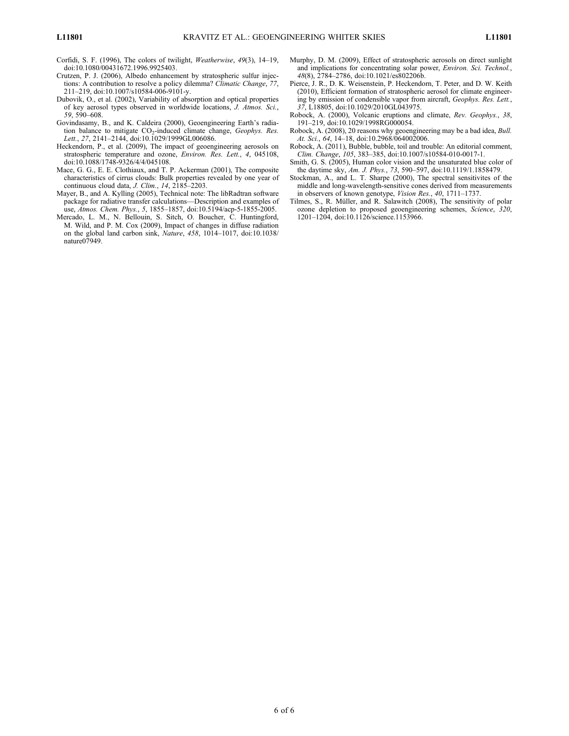Corfidi, S. F. (1996), The colors of twilight, *Weatherwise*, *49*(3), 14–19, doi:10.1080/00431672.1996.9925403.

Crutzen, P. J. (2006), Albedo enhancement by stratospheric sulfur injections: A contribution to resolve a policy dilemma? *Climatic Change*, *77*, 211–219, doi:10.1007/s10584-006-9101-y.

Dubovik, O., et al. (2002), Variability of absorption and optical properties of key aerosol types observed in worldwide locations, *J. Atmos. Sci.*, *59*, 590–608.

Govindasamy, B., and K. Caldeira (2000), Geoengineering Earth's radiation balance to mitigate $CO_2$-induced climate change, *Geophys. Res. Lett.*, *27*, 2141–2144, doi:10.1029/1999GL006086.

Heckendorn, P., et al. (2009), The impact of geoengineering aerosols on stratospheric temperature and ozone, *Environ. Res. Lett.*, *4*, 045108, doi:10.1088/1748-9326/4/4/045108.

Mace, G. G., E. E. Clothiaux, and T. P. Ackerman (2001), The composite characteristics of cirrus clouds: Bulk properties revealed by one year of continuous cloud data, *J. Clim.*, *14*, 2185–2203.

Mayer, B., and A. Kylling (2005), Technical note: The libRadtran software package for radiative transfer calculations—Description and examples of use, *Atmos. Chem. Phys.*, *5*, 1855–1857, doi:10.5194/acp-5-1855-2005.

Mercado, L. M., N. Bellouin, S. Sitch, O. Boucher, C. Huntingford, M. Wild, and P. M. Cox (2009), Impact of changes in diffuse radiation on the global land carbon sink, *Nature*, *458*, 1014–1017, doi:10.1038/nature07949.

Murphy, D. M. (2009), Effect of stratospheric aerosols on direct sunlight and implications for concentrating solar power, *Environ. Sci. Technol.*, *48*(8), 2784–2786, doi:10.1021/es802206b.

Pierce, J. R., D. K. Weisenstein, P. Heckendorn, T. Peter, and D. W. Keith (2010), Efficient formation of stratospheric aerosol for climate engineering by emission of condensible vapor from aircraft, *Geophys. Res. Lett.*, *37*, L18805, doi:10.1029/2010GL043975.

Robock, A. (2000), Volcanic eruptions and climate, *Rev. Geophys.*, *38*, 191–219, doi:10.1029/1998RG000054.

Robock, A. (2008), 20 reasons why geoengineering may be a bad idea, *Bull. At. Sci.*, *64*, 14–18, doi:10.2968/064002006.

Robock, A. (2011), Bubble, bubble, toil and trouble: An editorial comment, *Clim. Change*, *105*, 383–385, doi:10.1007/s10584-010-0017-1.

Smith, G. S. (2005), Human color vision and the unsaturated blue color of the daytime sky, *Am. J. Phys.*, *73*, 590–597, doi:10.1119/1.1858479.

Stockman, A., and L. T. Sharpe (2000), The spectral sensitivites of the middle and long-wavelength-sensitive cones derived from measurements in observers of known genotype, *Vision Res.*, *40*, 1711–1737.

Tilmes, S., R. Müller, and R. Salawitch (2008), The sensitivity of polar ozone depletion to proposed geoengineering schemes, *Science*, *320*, 1201–1204, doi:10.1126/science.1153966.